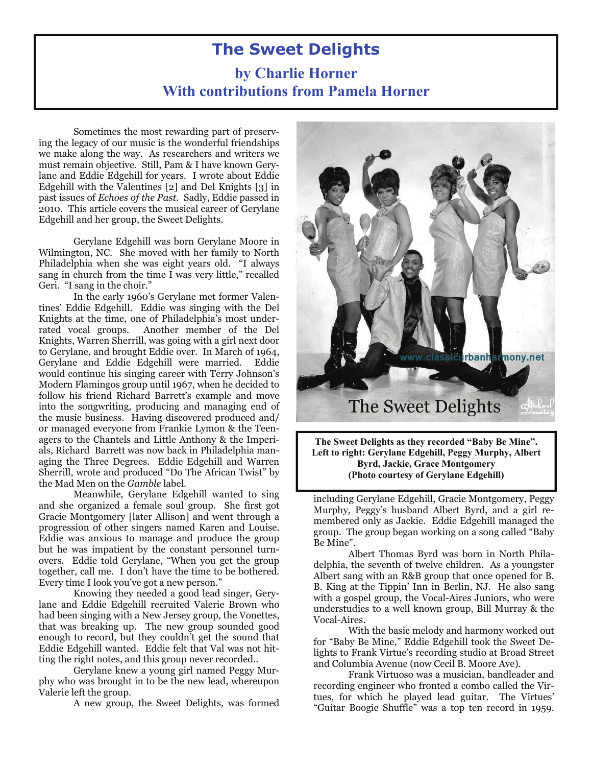# The Sweet Delights

## by Charlie Horner
## With contributions from Pamela Horner

Sometimes the most rewarding part of preserving the legacy of our music is the wonderful friendships we make along the way. As researchers and writers we must remain objective. Still, Pam & I have known Gerylane and Eddie Edgehill for years. I wrote about Eddie Edgehill with the Valentines [2] and Del Knights [3] in past issues of *Echoes of the Past*. Sadly, Eddie passed in 2010. This article covers the musical career of Gerylane Edgehill and her group, the Sweet Delights.

Gerylane Edgehill was born Gerylane Moore in Wilmington, NC. She moved with her family to North Philadelphia when she was eight years old. "I always sang in church from the time I was very little," recalled Geri. "I sang in the choir."

In the early 1960's Gerylane met former Valentines' Eddie Edgehill. Eddie was singing with the Del Knights at the time, one of Philadelphia's most underrated vocal groups. Another member of the Del Knights, Warren Sherrill, was going with a girl next door to Gerylane, and brought Eddie over. In March of 1964, Gerylane and Eddie Edgehill were married. Eddie would continue his singing career with Terry Johnson's Modern Flamingos group until 1967, when he decided to follow his friend Richard Barrett's example and move into the songwriting, producing and managing end of the music business. Having discovered produced and/or managed everyone from Frankie Lymon & the Teenagers to the Chantels and Little Anthony & the Imperials, Richard Barrett was now back in Philadelphia managing the Three Degrees. Eddie Edgehill and Warren Sherrill, wrote and produced "Do The African Twist" by the Mad Men on the *Gamble* label.

Meanwhile, Gerylane Edgehill wanted to sing and she organized a female soul group. She first got Gracie Montgomery [later Allison] and went through a progression of other singers named Karen and Louise. Eddie was anxious to manage and produce the group but he was impatient by the constant personnel turnovers. Eddie told Gerylane, "When you get the group together, call me. I don't have the time to be bothered. Every time I look you've got a new person."

Knowing they needed a good lead singer, Gerylane and Eddie Edgehill recruited Valerie Brown who had been singing with a New Jersey group, the Vonettes, that was breaking up. The new group sounded good enough to record, but they couldn't get the sound that Eddie Edgehill wanted. Eddie felt that Val was not hitting the right notes, and this group never recorded..

Gerylane knew a young girl named Peggy Murphy who was brought in to be the new lead, whereupon Valerie left the group.

A new group, the Sweet Delights, was formed including Gerylane Edgehill, Gracie Montgomery, Peggy Murphy, Peggy's husband Albert Byrd, and a girl remembered only as Jackie. Eddie Edgehill managed the group. The group began working on a song called "Baby Be Mine".

**The Sweet Delights as they recorded "Baby Be Mine". Left to right: Gerylane Edgehill, Peggy Murphy, Albert Byrd, Jackie, Grace Montgomery (Photo courtesy of Gerylane Edgehill)**

Albert Thomas Byrd was born in North Philadelphia, the seventh of twelve children. As a youngster Albert sang with an R&B group that once opened for B. B. King at the Tippin' Inn in Berlin, NJ. He also sang with a gospel group, the Vocal-Aires Juniors, who were understudies to a well known group, Bill Murray & the Vocal-Aires.

With the basic melody and harmony worked out for "Baby Be Mine," Eddie Edgehill took the Sweet Delights to Frank Virtue's recording studio at Broad Street and Columbia Avenue (now Cecil B. Moore Ave).

Frank Virtuoso was a musician, bandleader and recording engineer who fronted a combo called the Virtues, for which he played lead guitar. The Virtues' "Guitar Boogie Shuffle" was a top ten record in 1959.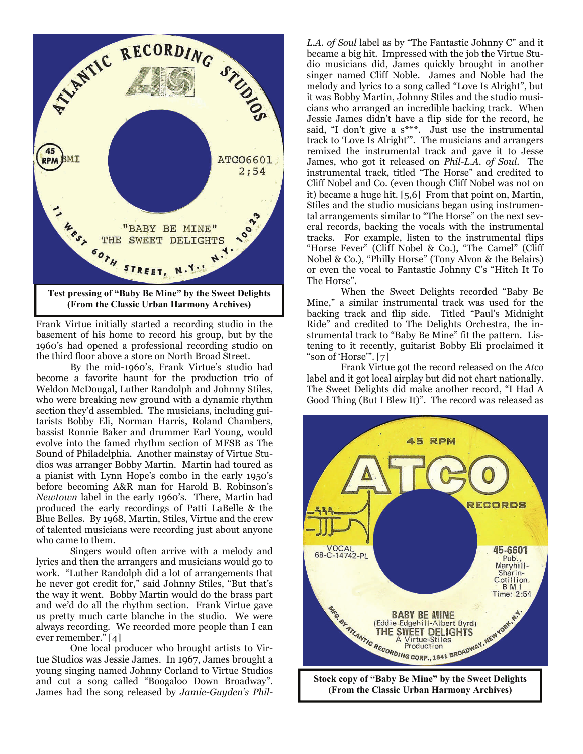Test pressing of "Baby Be Mine" by the Sweet Delights (From the Classic Urban Harmony Archives)

Frank Virtue initially started a recording studio in the basement of his home to record his group, but by the 1960's had opened a professional recording studio on the third floor above a store on North Broad Street.

By the mid-1960's, Frank Virtue's studio had become a favorite haunt for the production trio of Weldon McDougal, Luther Randolph and Johnny Stiles, who were breaking new ground with a dynamic rhythm section they'd assembled. The musicians, including guitarists Bobby Eli, Norman Harris, Roland Chambers, bassist Ronnie Baker and drummer Earl Young, would evolve into the famed rhythm section of MFSB as The Sound of Philadelphia. Another mainstay of Virtue Studios was arranger Bobby Martin. Martin had toured as a pianist with Lynn Hope's combo in the early 1950's before becoming A&R man for Harold B. Robinson's *Newtown* label in the early 1960's. There, Martin had produced the early recordings of Patti LaBelle & the Blue Belles. By 1968, Martin, Stiles, Virtue and the crew of talented musicians were recording just about anyone who came to them.

Singers would often arrive with a melody and lyrics and then the arrangers and musicians would go to work. "Luther Randolph did a lot of arrangements that he never got credit for," said Johnny Stiles, "But that's the way it went. Bobby Martin would do the brass part and we'd do all the rhythm section. Frank Virtue gave us pretty much carte blanche in the studio. We were always recording. We recorded more people than I can ever remember." [4]

One local producer who brought artists to Virtue Studios was Jessie James. In 1967, James brought a young singing named Johnny Corland to Virtue Studios and cut a song called "Boogaloo Down Broadway". James had the song released by *Jamie-Guyden's Phil-L.A. of Soul* label as by "The Fantastic Johnny C" and it became a big hit. Impressed with the job the Virtue Studio musicians did, James quickly brought in another singer named Cliff Noble. James and Noble had the melody and lyrics to a song called "Love Is Alright", but it was Bobby Martin, Johnny Stiles and the studio musicians who arranged an incredible backing track. When Jessie James didn't have a flip side for the record, he said, "I don't give a s***. Just use the instrumental track to 'Love Is Alright'". The musicians and arrangers remixed the instrumental track and gave it to Jesse James, who got it released on *Phil-L.A. of Soul*. The instrumental track, titled "The Horse" and credited to Cliff Nobel and Co. (even though Cliff Nobel was not on it) became a huge hit. [5,6] From that point on, Martin, Stiles and the studio musicians began using instrumental arrangements similar to "The Horse" on the next several records, backing the vocals with the instrumental tracks. For example, listen to the instrumental flips "Horse Fever" (Cliff Nobel & Co.), "The Camel" (Cliff Nobel & Co.), "Philly Horse" (Tony Alvon & the Belairs) or even the vocal to Fantastic Johnny C's "Hitch It To The Horse".

When the Sweet Delights recorded "Baby Be Mine," a similar instrumental track was used for the backing track and flip side. Titled "Paul's Midnight Ride" and credited to The Delights Orchestra, the instrumental track to "Baby Be Mine" fit the pattern. Listening to it recently, guitarist Bobby Eli proclaimed it "son of 'Horse'". [7]

Frank Virtue got the record released on the *Atco* label and it got local airplay but did not chart nationally. The Sweet Delights did make another record, "I Had A Good Thing (But I Blew It)". The record was released as

Stock copy of "Baby Be Mine" by the Sweet Delights (From the Classic Urban Harmony Archives)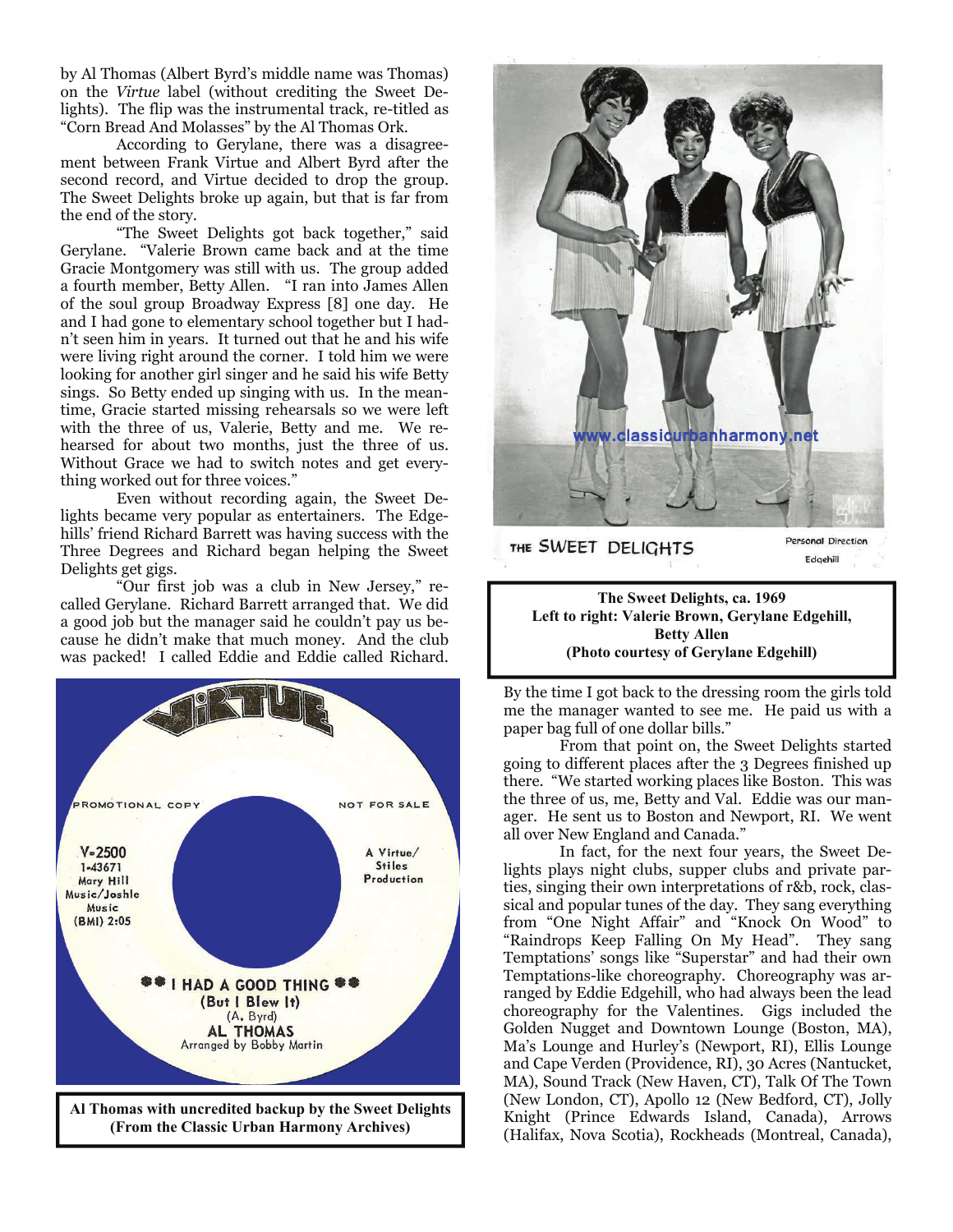by Al Thomas (Albert Byrd's middle name was Thomas) on the *Virtue* label (without crediting the Sweet Delights). The flip was the instrumental track, re-titled as "Corn Bread And Molasses" by the Al Thomas Ork.

According to Gerylane, there was a disagreement between Frank Virtue and Albert Byrd after the second record, and Virtue decided to drop the group. The Sweet Delights broke up again, but that is far from the end of the story.

"The Sweet Delights got back together," said Gerylane. "Valerie Brown came back and at the time Gracie Montgomery was still with us. The group added a fourth member, Betty Allen. "I ran into James Allen of the soul group Broadway Express [8] one day. He and I had gone to elementary school together but I hadn't seen him in years. It turned out that he and his wife were living right around the corner. I told him we were looking for another girl singer and he said his wife Betty sings. So Betty ended up singing with us. In the meantime, Gracie started missing rehearsals so we were left with the three of us, Valerie, Betty and me. We rehearsed for about two months, just the three of us. Without Grace we had to switch notes and get everything worked out for three voices."

Even without recording again, the Sweet Delights became very popular as entertainers. The Edgehills' friend Richard Barrett was having success with the Three Degrees and Richard began helping the Sweet Delights get gigs.

"Our first job was a club in New Jersey," recalled Gerylane. Richard Barrett arranged that. We did a good job but the manager said he couldn't pay us because he didn't make that much money. And the club was packed! I called Eddie and Eddie called Richard.

PROMOTIONAL COPY — NOT FOR SALE
V-2500
1-43671
Mary Hill Music/Joshle Music
(BMI) 2:05
A Virtue/Stiles Production
I HAD A GOOD THING (But I Blew It)
(A. Byrd)
AL THOMAS
Arranged by Bobby Martin

**Al Thomas with uncredited backup by the Sweet Delights (From the Classic Urban Harmony Archives)**

THE SWEET DELIGHTS — Personal Direction Edgehill

**The Sweet Delights, ca. 1969**
**Left to right: Valerie Brown, Gerylane Edgehill, Betty Allen**
**(Photo courtesy of Gerylane Edgehill)**

By the time I got back to the dressing room the girls told me the manager wanted to see me. He paid us with a paper bag full of one dollar bills."

From that point on, the Sweet Delights started going to different places after the 3 Degrees finished up there. "We started working places like Boston. This was the three of us, me, Betty and Val. Eddie was our manager. He sent us to Boston and Newport, RI. We went all over New England and Canada."

In fact, for the next four years, the Sweet Delights plays night clubs, supper clubs and private parties, singing their own interpretations of r&b, rock, classical and popular tunes of the day. They sang everything from "One Night Affair" and "Knock On Wood" to "Raindrops Keep Falling On My Head". They sang Temptations' songs like "Superstar" and had their own Temptations-like choreography. Choreography was arranged by Eddie Edgehill, who had always been the lead choreography for the Valentines. Gigs included the Golden Nugget and Downtown Lounge (Boston, MA), Ma's Lounge and Hurley's (Newport, RI), Ellis Lounge and Cape Verden (Providence, RI), 30 Acres (Nantucket, MA), Sound Track (New Haven, CT), Talk Of The Town (New London, CT), Apollo 12 (New Bedford, CT), Jolly Knight (Prince Edwards Island, Canada), Arrows (Halifax, Nova Scotia), Rockheads (Montreal, Canada),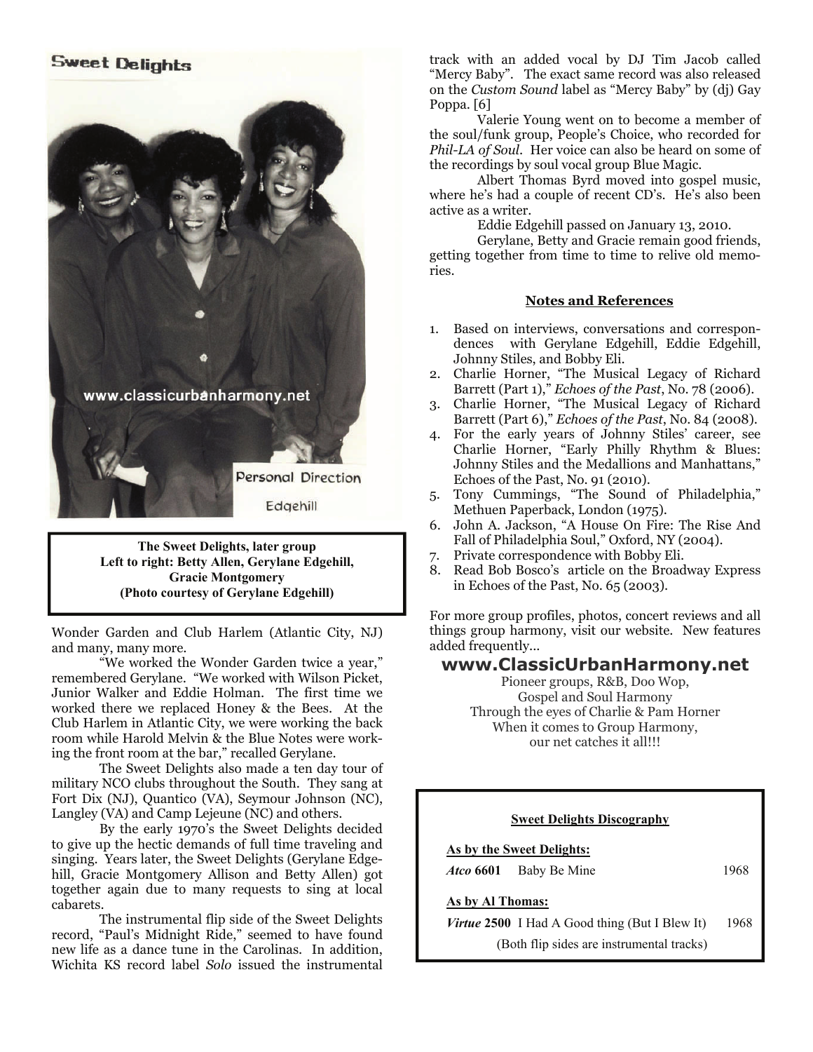Sweet Delights

www.classicurbanharmony.net

Personal Direction

Edgehill

**The Sweet Delights, later group**
**Left to right: Betty Allen, Gerylane Edgehill, Gracie Montgomery**
**(Photo courtesy of Gerylane Edgehill)**

Wonder Garden and Club Harlem (Atlantic City, NJ) and many, many more.

"We worked the Wonder Garden twice a year," remembered Gerylane. "We worked with Wilson Picket, Junior Walker and Eddie Holman. The first time we worked there we replaced Honey & the Bees. At the Club Harlem in Atlantic City, we were working the back room while Harold Melvin & the Blue Notes were working the front room at the bar," recalled Gerylane.

The Sweet Delights also made a ten day tour of military NCO clubs throughout the South. They sang at Fort Dix (NJ), Quantico (VA), Seymour Johnson (NC), Langley (VA) and Camp Lejeune (NC) and others.

By the early 1970's the Sweet Delights decided to give up the hectic demands of full time traveling and singing. Years later, the Sweet Delights (Gerylane Edgehill, Gracie Montgomery Allison and Betty Allen) got together again due to many requests to sing at local cabarets.

The instrumental flip side of the Sweet Delights record, "Paul's Midnight Ride," seemed to have found new life as a dance tune in the Carolinas. In addition, Wichita KS record label *Solo* issued the instrumental track with an added vocal by DJ Tim Jacob called "Mercy Baby". The exact same record was also released on the *Custom Sound* label as "Mercy Baby" by (dj) Gay Poppa. [6]

Valerie Young went on to become a member of the soul/funk group, People's Choice, who recorded for *Phil-LA of Soul*. Her voice can also be heard on some of the recordings by soul vocal group Blue Magic.

Albert Thomas Byrd moved into gospel music, where he's had a couple of recent CD's. He's also been active as a writer.

Eddie Edgehill passed on January 13, 2010.

Gerylane, Betty and Gracie remain good friends, getting together from time to time to relive old memories.

## Notes and References

1. Based on interviews, conversations and correspondences with Gerylane Edgehill, Eddie Edgehill, Johnny Stiles, and Bobby Eli.
2. Charlie Horner, "The Musical Legacy of Richard Barrett (Part 1)," *Echoes of the Past*, No. 78 (2006).
3. Charlie Horner, "The Musical Legacy of Richard Barrett (Part 6)," *Echoes of the Past*, No. 84 (2008).
4. For the early years of Johnny Stiles' career, see Charlie Horner, "Early Philly Rhythm & Blues: Johnny Stiles and the Medallions and Manhattans," Echoes of the Past, No. 91 (2010).
5. Tony Cummings, "The Sound of Philadelphia," Methuen Paperback, London (1975).
6. John A. Jackson, "A House On Fire: The Rise And Fall of Philadelphia Soul," Oxford, NY (2004).
7. Private correspondence with Bobby Eli.
8. Read Bob Bosco's article on the Broadway Express in Echoes of the Past, No. 65 (2003).

For more group profiles, photos, concert reviews and all things group harmony, visit our website. New features added frequently...

**www.ClassicUrbanHarmony.net**

Pioneer groups, R&B, Doo Wop,
Gospel and Soul Harmony
Through the eyes of Charlie & Pam Horner
When it comes to Group Harmony,
our net catches it all!!!

### Sweet Delights Discography

**As by the Sweet Delights:**

| | | |
|---|---|---|
| ***Atco* 6601** | Baby Be Mine | 1968 |

**As by Al Thomas:**

| | | |
|---|---|---|
| ***Virtue* 2500** | I Had A Good thing (But I Blew It) | 1968 |

(Both flip sides are instrumental tracks)